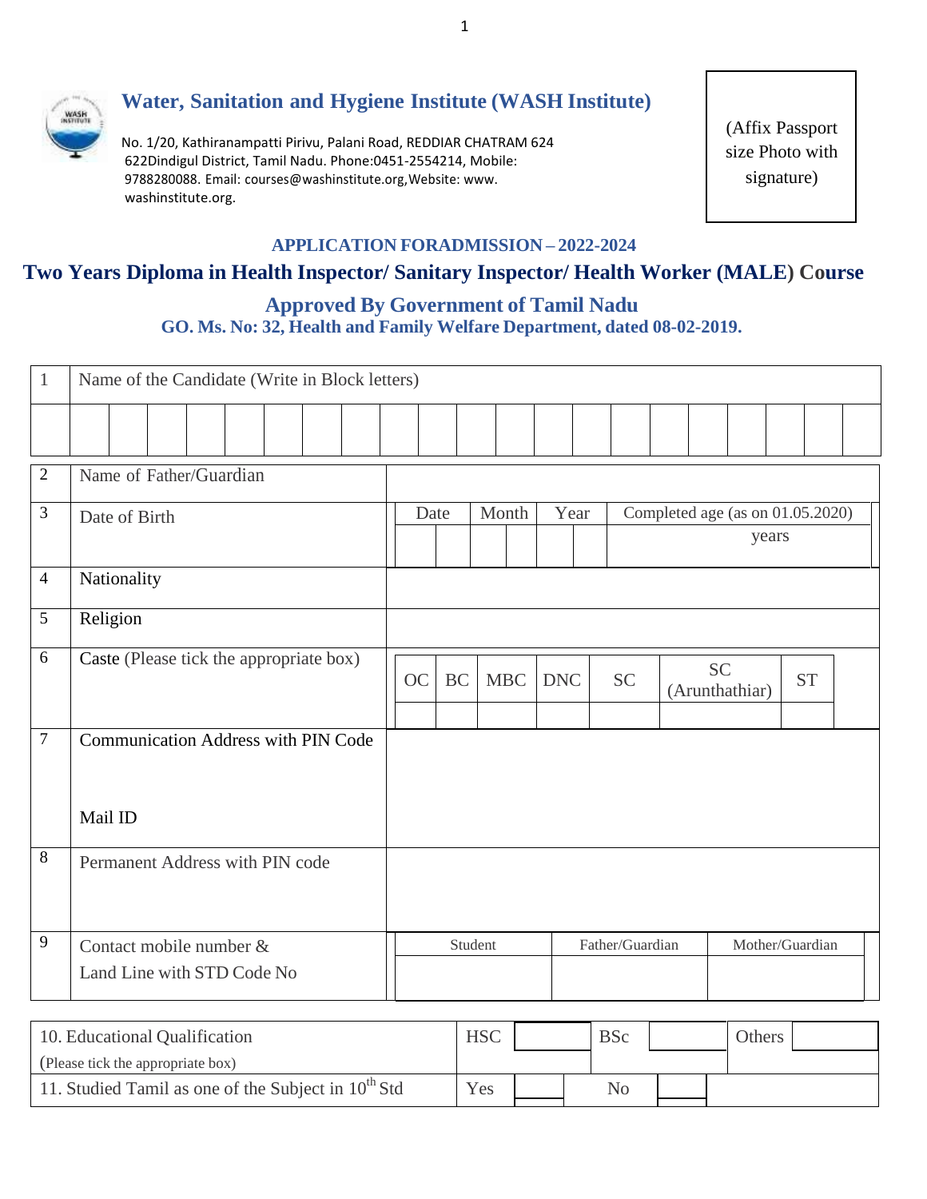# Water, Sanitation and Hygiene Institute (WASH Institute)

No. 1/20, Kathiranampatti Pirivu, Palani Road, REDDIAR CHATRAM 624 622Dindigul District, Tamil Nadu. Phone:0451-2554214, Mobile: 9788280088. Email: courses@washinstitute.org,Website: www. washinstitute.org.

(Affix Passport size Photo with signature)

### APPLICATION FORADMISSION – 2022-2024

## Two Years Diploma in Health Inspector/ Sanitary Inspector/ Health Worker (MALE) Course

### Approved By Government of Tamil Nadu

**GO. Ms. No: 32, Health and Family Welfare Department, dated 08-02-2019.**

| 1 | Name of the Candidate (Write in Block letters) |
|---|---|
| | |

| | | | | | | | | | | | | | | | | | | | | | |
|---|---|---|---|---|---|---|---|---|---|---|---|---|---|---|---|---|---|---|---|---|---|
| | | | | | | | | | | | | | | | | | | | | | |

| 2 | Name of Father/Guardian | | | | | | | | |
|---|---|---|---|---|---|---|---|---|---|
| 3 | Date of Birth | Date | | Month | | Year | | Completed age (as on 01.05.2020) years | |
| 4 | Nationality | | | | | | | | |
| 5 | Religion | | | | | | | | |
| 6 | Caste (Please tick the appropriate box) | OC | BC | MBC | DNC | SC | SC (Arunthathiar) | ST | |
| 7 | Communication Address with PIN Code<br><br>Mail ID | | | | | | | | |
| 8 | Permanent Address with PIN code | | | | | | | | |
| 9 | Contact mobile number & Land Line with STD Code No | Student | | Father/Guardian | | Mother/Guardian | | | |

| 10. Educational Qualification (Please tick the appropriate box) | HSC | | BSc | | Others | |
|---|---|---|---|---|---|---|
| 11. Studied Tamil as one of the Subject in 10th Std | Yes | | No | | | |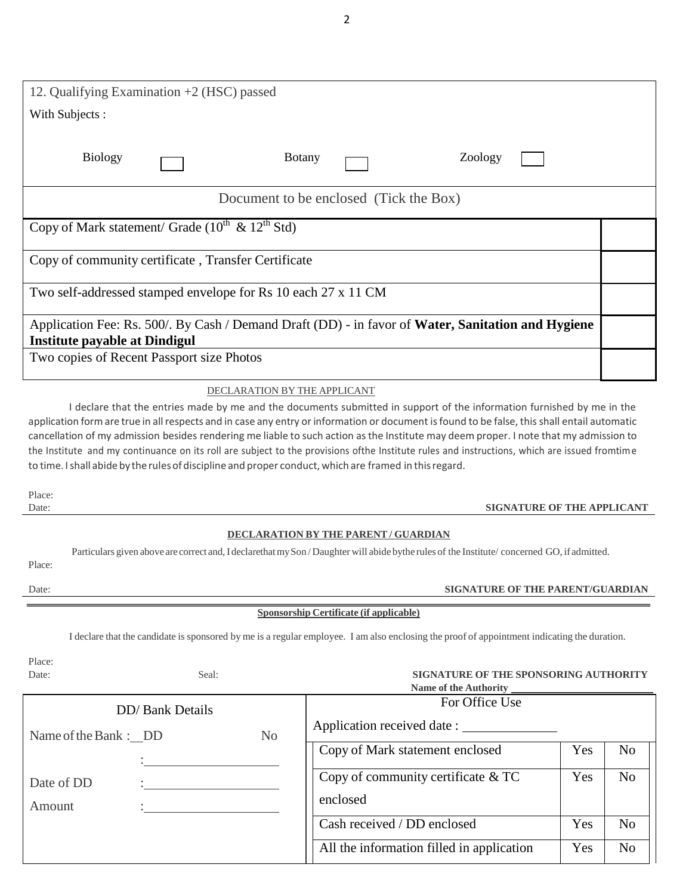12. Qualifying Examination +2 (HSC) passed

With Subjects :

Biology ☐ Botany ☐ Zoology ☐

| Document to be enclosed (Tick the Box) | |
|---|---|
| Copy of Mark statement/ Grade ($10^{th}$ & $12^{th}$ Std) | |
| Copy of community certificate , Transfer Certificate | |
| Two self-addressed stamped envelope for Rs 10 each 27 x 11 CM | |
| Application Fee: Rs. 500/. By Cash / Demand Draft (DD) - in favor of **Water, Sanitation and Hygiene Institute payable at Dindigul** | |
| Two copies of Recent Passport size Photos | |

DECLARATION BY THE APPLICANT

I declare that the entries made by me and the documents submitted in support of the information furnished by me in the application form are true in all respects and in case any entry or information or document is found to be false, this shall entail automatic cancellation of my admission besides rendering me liable to such action as the Institute may deem proper. I note that my admission to the Institute and my continuance on its roll are subject to the provisions ofthe Institute rules and instructions, which are issued fromtime to time. I shall abide by the rules of discipline and proper conduct, which are framed in this regard.

Place:

Date: **SIGNATURE OF THE APPLICANT**

**DECLARATION BY THE PARENT / GUARDIAN**

Particulars given above are correct and, I declarethat my Son / Daughter will abide bythe rules of the Institute/ concerned GO, if admitted.

Place:

Date: **SIGNATURE OF THE PARENT/GUARDIAN**

**Sponsorship Certificate (if applicable)**

I declare that the candidate is sponsored by me is a regular employee. I am also enclosing the proof of appointment indicating the duration.

Place:

Date: Seal: **SIGNATURE OF THE SPONSORING AUTHORITY**

**Name of the Authority** ____________________

| DD/ Bank Details | For Office Use | | |
|---|---|---|---|
| Name of the Bank : DD No : ____________ | Application received date : ____________ | | |
| | Copy of Mark statement enclosed | Yes | No |
| Date of DD : ____________ | Copy of community certificate & TC enclosed | Yes | No |
| Amount : ____________ | Cash received / DD enclosed | Yes | No |
| | All the information filled in application | Yes | No |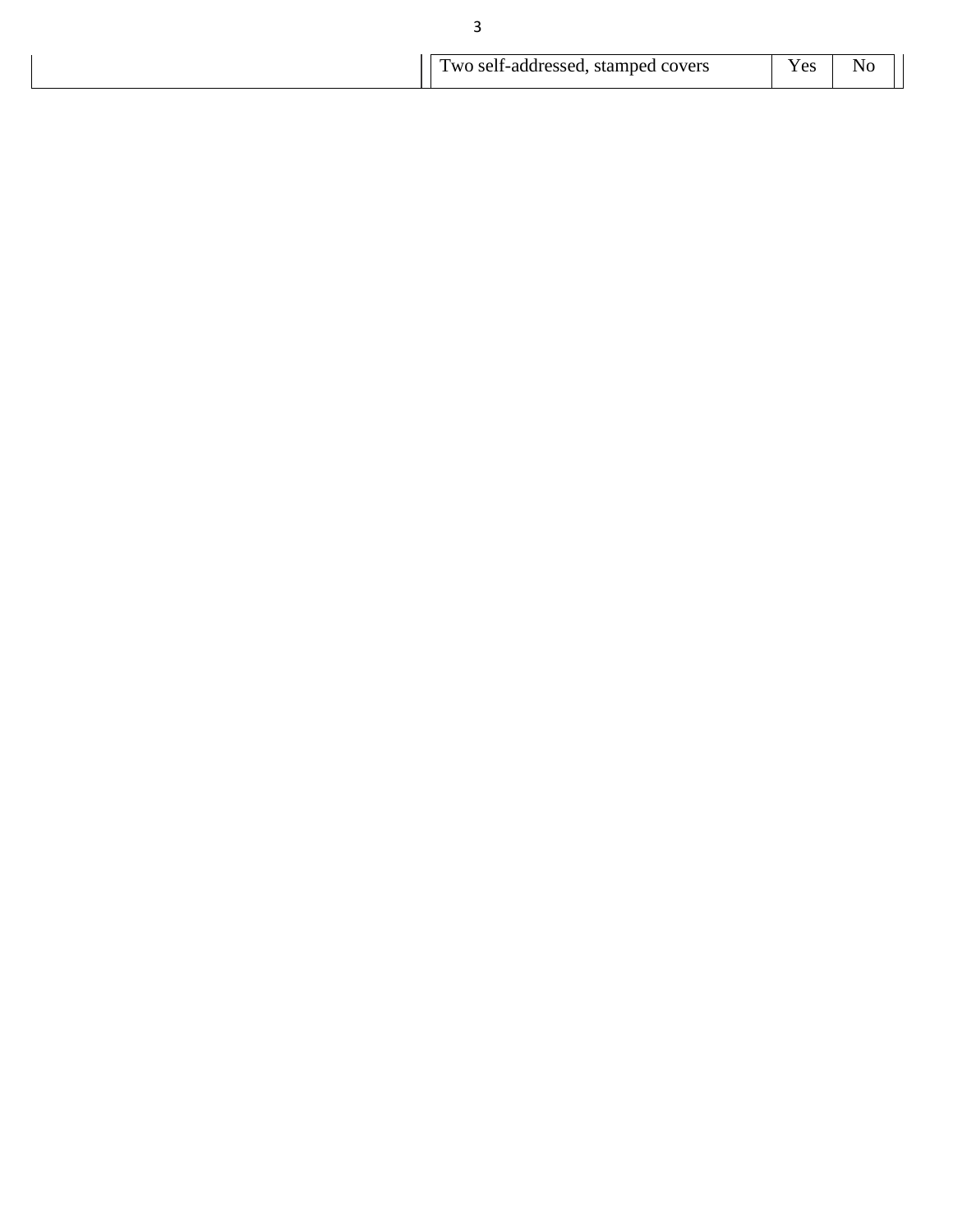| | | | |
|---|---|---|---|
| | Two self-addressed, stamped covers | Yes | No |